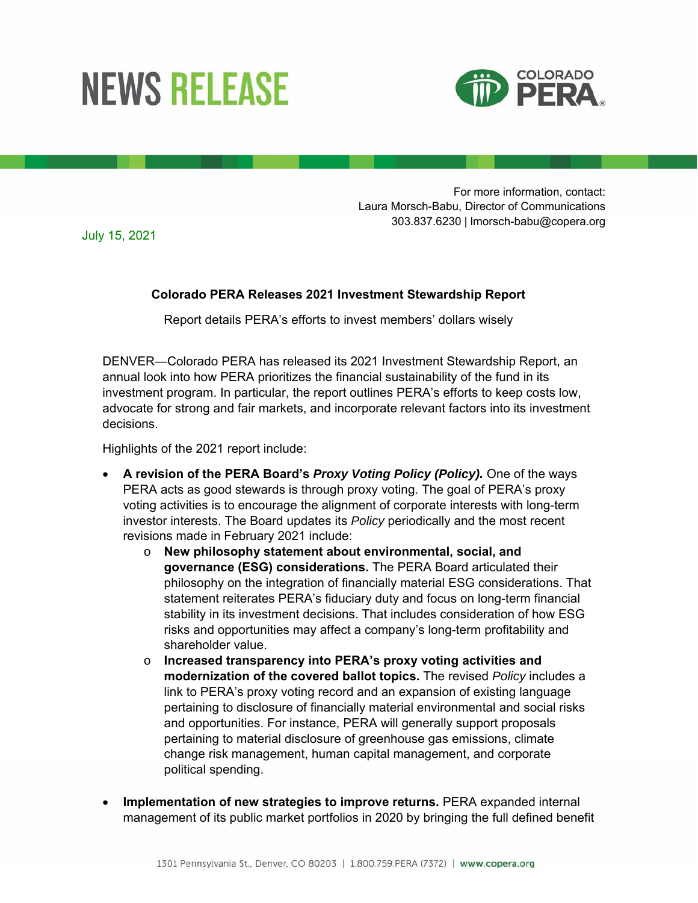# NEWS RELEASE

COLORADO PERA

For more information, contact:
Laura Morsch-Babu, Director of Communications
303.837.6230 | lmorsch-babu@copera.org

July 15, 2021

## Colorado PERA Releases 2021 Investment Stewardship Report

Report details PERA's efforts to invest members' dollars wisely

DENVER—Colorado PERA has released its 2021 Investment Stewardship Report, an annual look into how PERA prioritizes the financial sustainability of the fund in its investment program. In particular, the report outlines PERA's efforts to keep costs low, advocate for strong and fair markets, and incorporate relevant factors into its investment decisions.

Highlights of the 2021 report include:

- **A revision of the PERA Board's *Proxy Voting Policy (Policy).*** One of the ways PERA acts as good stewards is through proxy voting. The goal of PERA's proxy voting activities is to encourage the alignment of corporate interests with long-term investor interests. The Board updates its *Policy* periodically and the most recent revisions made in February 2021 include:
  - **New philosophy statement about environmental, social, and governance (ESG) considerations.** The PERA Board articulated their philosophy on the integration of financially material ESG considerations. That statement reiterates PERA's fiduciary duty and focus on long-term financial stability in its investment decisions. That includes consideration of how ESG risks and opportunities may affect a company's long-term profitability and shareholder value.
  - **Increased transparency into PERA's proxy voting activities and modernization of the covered ballot topics.** The revised *Policy* includes a link to PERA's proxy voting record and an expansion of existing language pertaining to disclosure of financially material environmental and social risks and opportunities. For instance, PERA will generally support proposals pertaining to material disclosure of greenhouse gas emissions, climate change risk management, human capital management, and corporate political spending.

- **Implementation of new strategies to improve returns.** PERA expanded internal management of its public market portfolios in 2020 by bringing the full defined benefit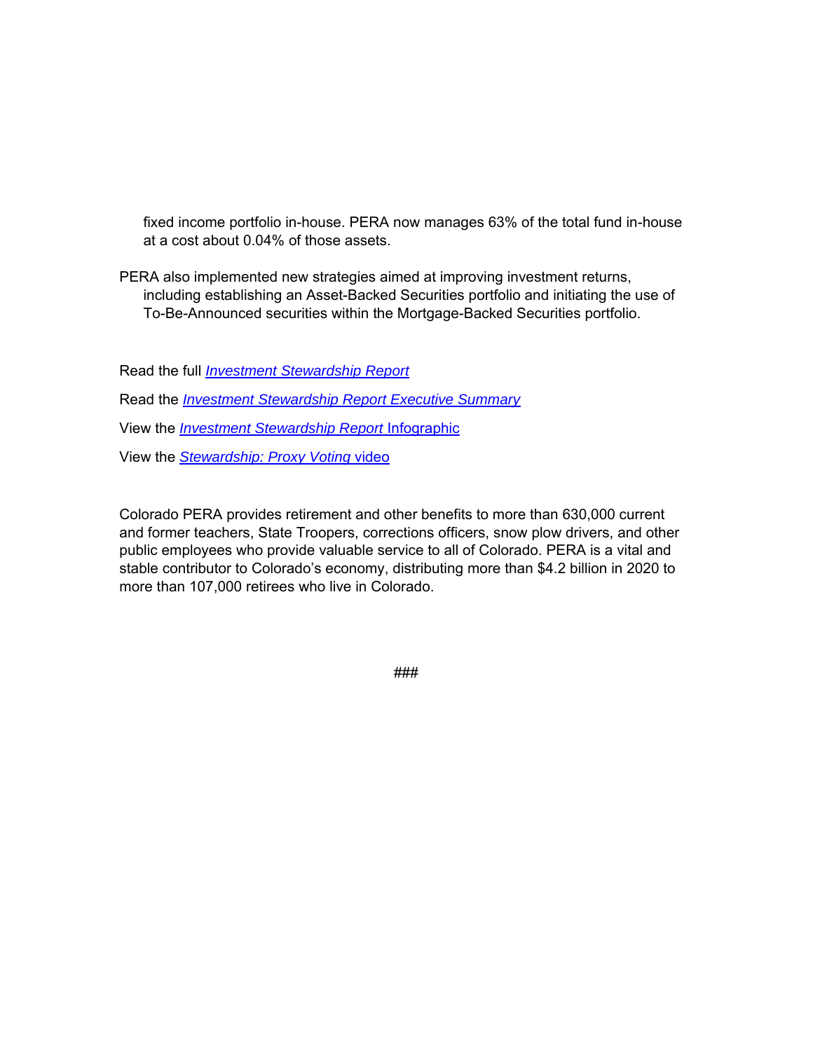fixed income portfolio in-house. PERA now manages 63% of the total fund in-house at a cost about 0.04% of those assets.

PERA also implemented new strategies aimed at improving investment returns, including establishing an Asset-Backed Securities portfolio and initiating the use of To-Be-Announced securities within the Mortgage-Backed Securities portfolio.

Read the full *Investment Stewardship Report*

Read the *Investment Stewardship Report Executive Summary*

View the *Investment Stewardship Report* Infographic

View the *Stewardship: Proxy Voting* video

Colorado PERA provides retirement and other benefits to more than 630,000 current and former teachers, State Troopers, corrections officers, snow plow drivers, and other public employees who provide valuable service to all of Colorado. PERA is a vital and stable contributor to Colorado's economy, distributing more than $4.2 billion in 2020 to more than 107,000 retirees who live in Colorado.

###